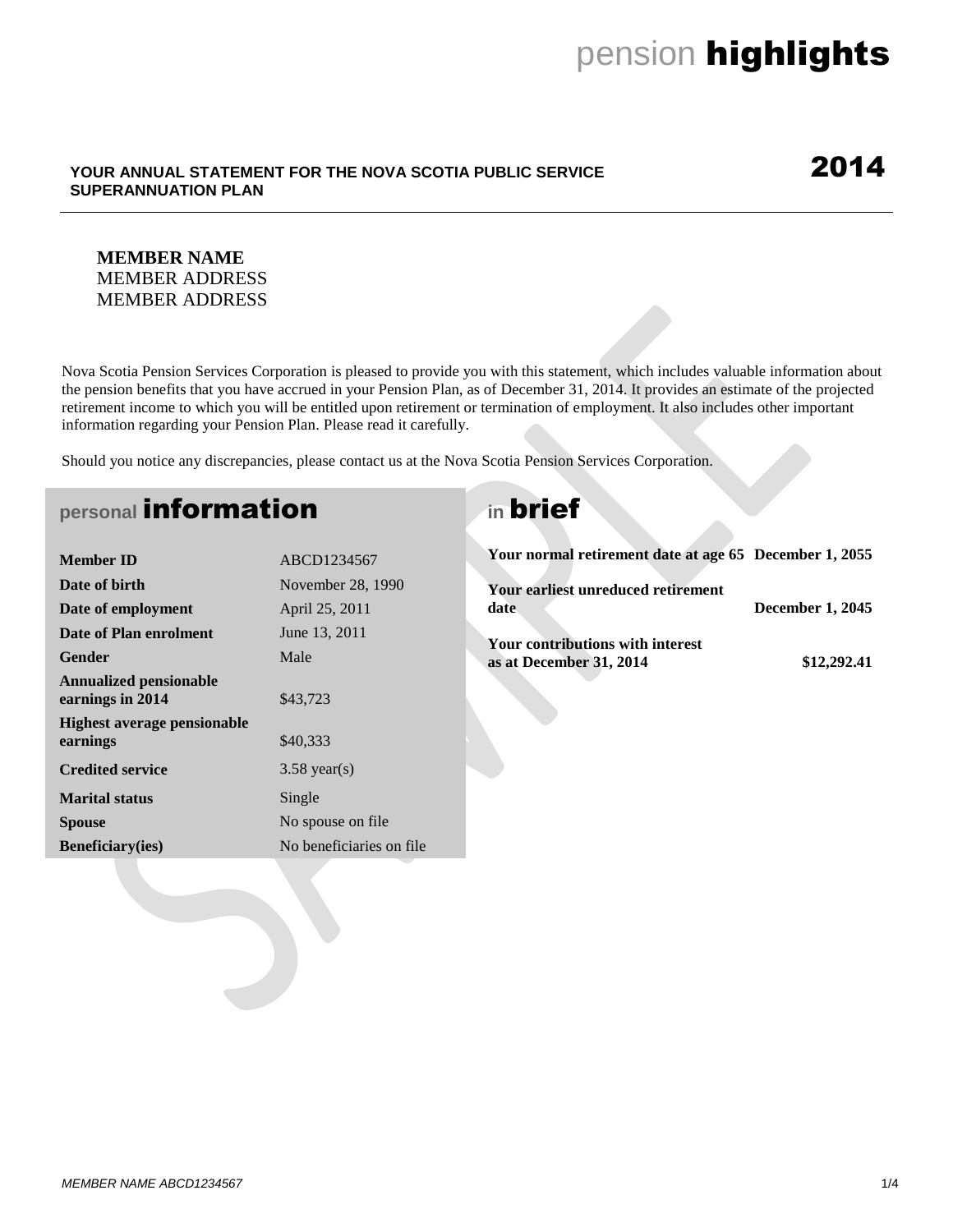# pension **highlights**

**YOUR ANNUAL STATEMENT FOR THE NOVA SCOTIA PUBLIC SERVICE SUPERANNUATION PLAN** **2014**

**MEMBER NAME**
MEMBER ADDRESS
MEMBER ADDRESS

Nova Scotia Pension Services Corporation is pleased to provide you with this statement, which includes valuable information about the pension benefits that you have accrued in your Pension Plan, as of December 31, 2014. It provides an estimate of the projected retirement income to which you will be entitled upon retirement or termination of employment. It also includes other important information regarding your Pension Plan. Please read it carefully.

Should you notice any discrepancies, please contact us at the Nova Scotia Pension Services Corporation.

## personal **information**

| | |
|---|---|
| **Member ID** | ABCD1234567 |
| **Date of birth** | November 28, 1990 |
| **Date of employment** | April 25, 2011 |
| **Date of Plan enrolment** | June 13, 2011 |
| **Gender** | Male |
| **Annualized pensionable earnings in 2014** | $43,723 |
| **Highest average pensionable earnings** | $40,333 |
| **Credited service** | 3.58 year(s) |
| **Marital status** | Single |
| **Spouse** | No spouse on file |
| **Beneficiary(ies)** | No beneficiaries on file |

## in **brief**

| | |
|---|---|
| **Your normal retirement date at age 65** | **December 1, 2055** |
| **Your earliest unreduced retirement date** | **December 1, 2045** |
| **Your contributions with interest as at December 31, 2014** | **$12,292.41** |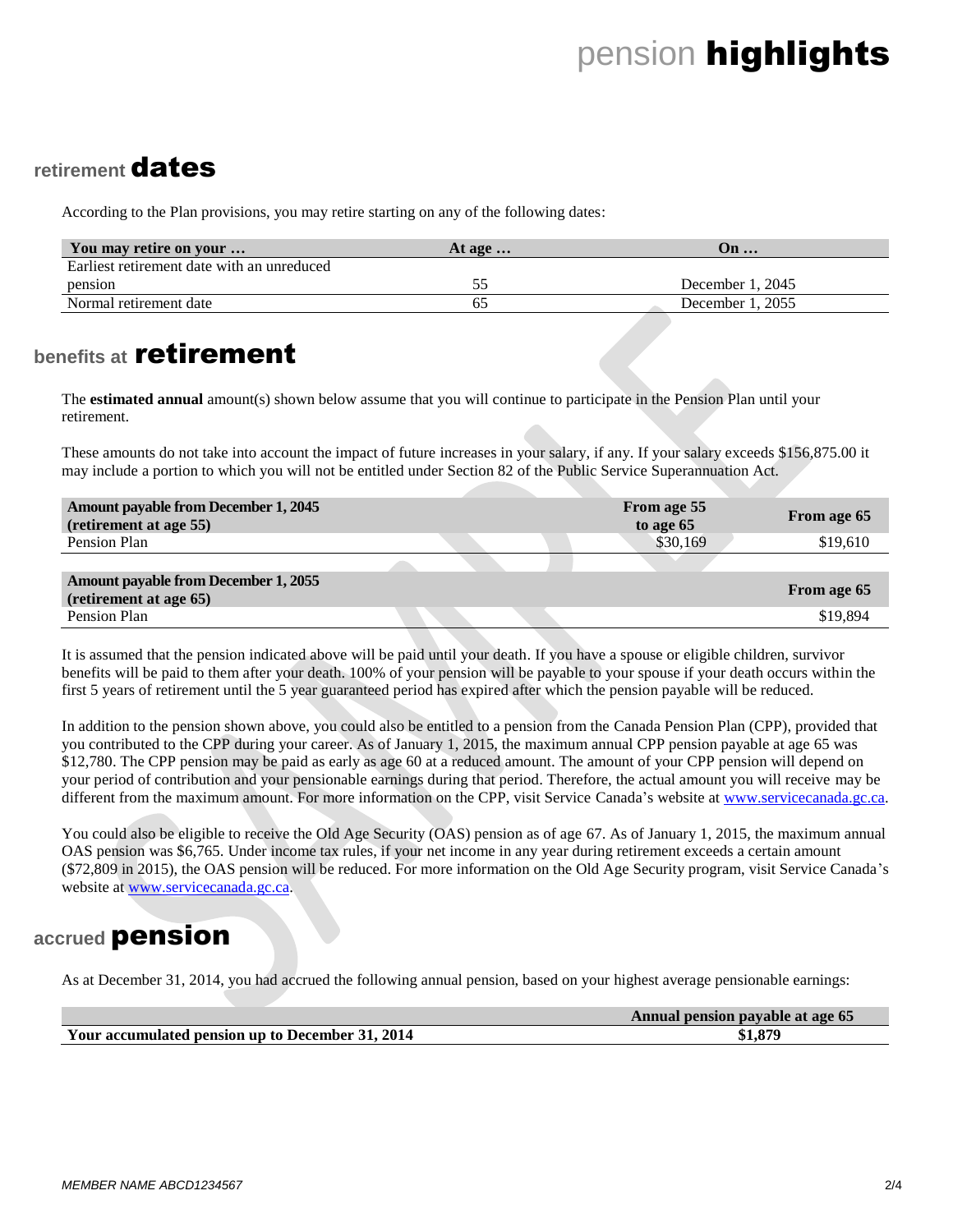# pension **highlights**

## retirement **dates**

According to the Plan provisions, you may retire starting on any of the following dates:

| You may retire on your … | At age … | On … |
|---|---|---|
| Earliest retirement date with an unreduced pension | 55 | December 1, 2045 |
| Normal retirement date | 65 | December 1, 2055 |

## benefits at **retirement**

The **estimated annual** amount(s) shown below assume that you will continue to participate in the Pension Plan until your retirement.

These amounts do not take into account the impact of future increases in your salary, if any. If your salary exceeds $156,875.00 it may include a portion to which you will not be entitled under Section 82 of the Public Service Superannuation Act.

| Amount payable from December 1, 2045 (retirement at age 55) | From age 55 to age 65 | From age 65 |
|---|---|---|
| Pension Plan | $30,169 | $19,610 |

| Amount payable from December 1, 2055 (retirement at age 65) | From age 65 |
|---|---|
| Pension Plan | $19,894 |

It is assumed that the pension indicated above will be paid until your death. If you have a spouse or eligible children, survivor benefits will be paid to them after your death. 100% of your pension will be payable to your spouse if your death occurs within the first 5 years of retirement until the 5 year guaranteed period has expired after which the pension payable will be reduced.

In addition to the pension shown above, you could also be entitled to a pension from the Canada Pension Plan (CPP), provided that you contributed to the CPP during your career. As of January 1, 2015, the maximum annual CPP pension payable at age 65 was $12,780. The CPP pension may be paid as early as age 60 at a reduced amount. The amount of your CPP pension will depend on your period of contribution and your pensionable earnings during that period. Therefore, the actual amount you will receive may be different from the maximum amount. For more information on the CPP, visit Service Canada's website at www.servicecanada.gc.ca.

You could also be eligible to receive the Old Age Security (OAS) pension as of age 67. As of January 1, 2015, the maximum annual OAS pension was $6,765. Under income tax rules, if your net income in any year during retirement exceeds a certain amount ($72,809 in 2015), the OAS pension will be reduced. For more information on the Old Age Security program, visit Service Canada's website at www.servicecanada.gc.ca.

## accrued **pension**

As at December 31, 2014, you had accrued the following annual pension, based on your highest average pensionable earnings:

| | Annual pension payable at age 65 |
|---|---|
| **Your accumulated pension up to December 31, 2014** | **$1,879** |

*MEMBER NAME ABCD1234567*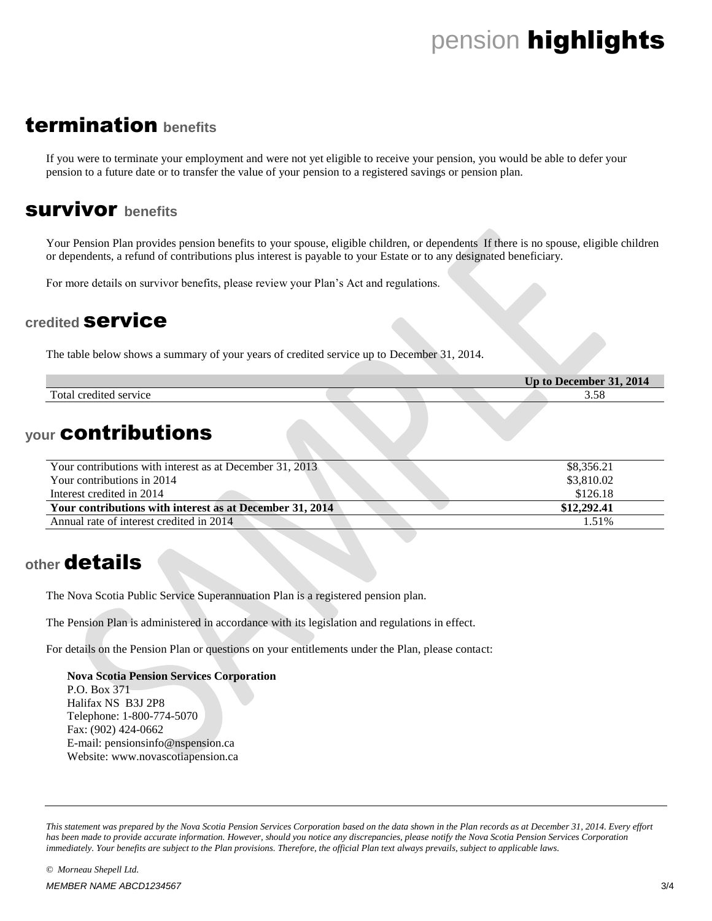## termination benefits

If you were to terminate your employment and were not yet eligible to receive your pension, you would be able to defer your pension to a future date or to transfer the value of your pension to a registered savings or pension plan.

## survivor benefits

Your Pension Plan provides pension benefits to your spouse, eligible children, or dependents If there is no spouse, eligible children or dependents, a refund of contributions plus interest is payable to your Estate or to any designated beneficiary.

For more details on survivor benefits, please review your Plan's Act and regulations.

## credited service

The table below shows a summary of your years of credited service up to December 31, 2014.

| | **Up to December 31, 2014** |
|---|---|
| Total credited service | 3.58 |

## your contributions

| | |
|---|---|
| Your contributions with interest as at December 31, 2013 | $8,356.21 |
| Your contributions in 2014 | $3,810.02 |
| Interest credited in 2014 | $126.18 |
| **Your contributions with interest as at December 31, 2014** | **$12,292.41** |
| Annual rate of interest credited in 2014 | 1.51% |

## other details

The Nova Scotia Public Service Superannuation Plan is a registered pension plan.

The Pension Plan is administered in accordance with its legislation and regulations in effect.

For details on the Pension Plan or questions on your entitlements under the Plan, please contact:

**Nova Scotia Pension Services Corporation**
P.O. Box 371
Halifax NS B3J 2P8
Telephone: 1-800-774-5070
Fax: (902) 424-0662
E-mail: pensionsinfo@nspension.ca
Website: www.novascotiapension.ca

*This statement was prepared by the Nova Scotia Pension Services Corporation based on the data shown in the Plan records as at December 31, 2014. Every effort has been made to provide accurate information. However, should you notice any discrepancies, please notify the Nova Scotia Pension Services Corporation immediately. Your benefits are subject to the Plan provisions. Therefore, the official Plan text always prevails, subject to applicable laws.*

*© Morneau Shepell Ltd.*

*MEMBER NAME ABCD1234567*